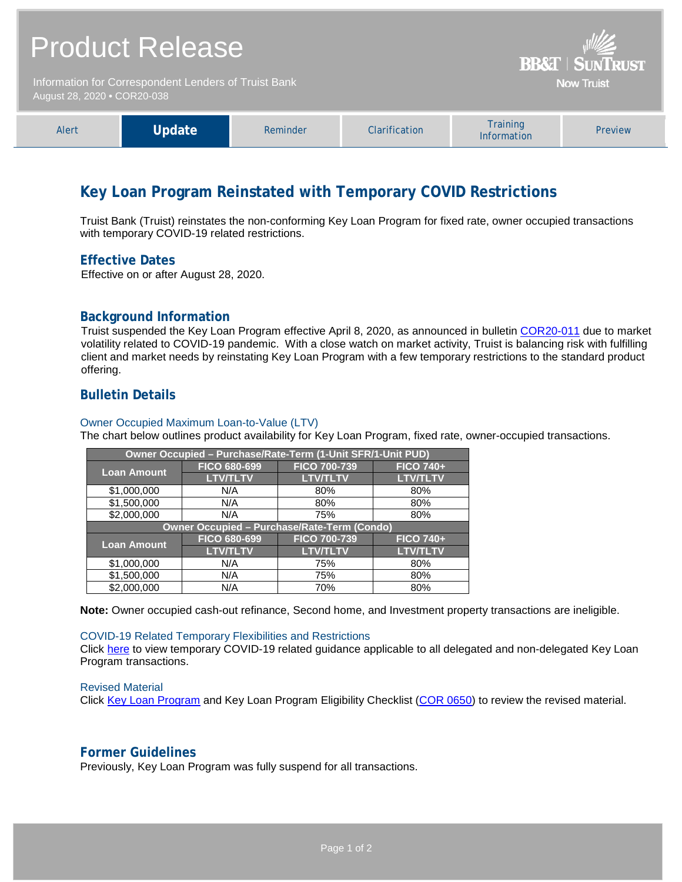# Product Release

Information for Correspondent Lenders of Truist Bank
August 28, 2020 • COR20-038

BB&T | SunTrust
Now Truist

| Alert | **Update** | Reminder | Clarification | Training Information | Preview |
|---|---|---|---|---|---|

## Key Loan Program Reinstated with Temporary COVID Restrictions

Truist Bank (Truist) reinstates the non-conforming Key Loan Program for fixed rate, owner occupied transactions with temporary COVID-19 related restrictions.

### Effective Dates

Effective on or after August 28, 2020.

### Background Information

Truist suspended the Key Loan Program effective April 8, 2020, as announced in bulletin COR20-011 due to market volatility related to COVID-19 pandemic. With a close watch on market activity, Truist is balancing risk with fulfilling client and market needs by reinstating Key Loan Program with a few temporary restrictions to the standard product offering.

### Bulletin Details

#### Owner Occupied Maximum Loan-to-Value (LTV)

The chart below outlines product availability for Key Loan Program, fixed rate, owner-occupied transactions.

| Owner Occupied – Purchase/Rate-Term (1-Unit SFR/1-Unit PUD) | | | |
|---|---|---|---|
| **Loan Amount** | **FICO 680-699** | **FICO 700-739** | **FICO 740+** |
| | **LTV/TLTV** | **LTV/TLTV** | **LTV/TLTV** |
| $1,000,000 | N/A | 80% | 80% |
| $1,500,000 | N/A | 80% | 80% |
| $2,000,000 | N/A | 75% | 80% |
| **Owner Occupied – Purchase/Rate-Term (Condo)** | | | |
| **Loan Amount** | **FICO 680-699** | **FICO 700-739** | **FICO 740+** |
| | **LTV/TLTV** | **LTV/TLTV** | **LTV/TLTV** |
| $1,000,000 | N/A | 75% | 80% |
| $1,500,000 | N/A | 75% | 80% |
| $2,000,000 | N/A | 70% | 80% |

**Note:** Owner occupied cash-out refinance, Second home, and Investment property transactions are ineligible.

#### COVID-19 Related Temporary Flexibilities and Restrictions

Click here to view temporary COVID-19 related guidance applicable to all delegated and non-delegated Key Loan Program transactions.

#### Revised Material

Click Key Loan Program and Key Loan Program Eligibility Checklist (COR 0650) to review the revised material.

### Former Guidelines

Previously, Key Loan Program was fully suspend for all transactions.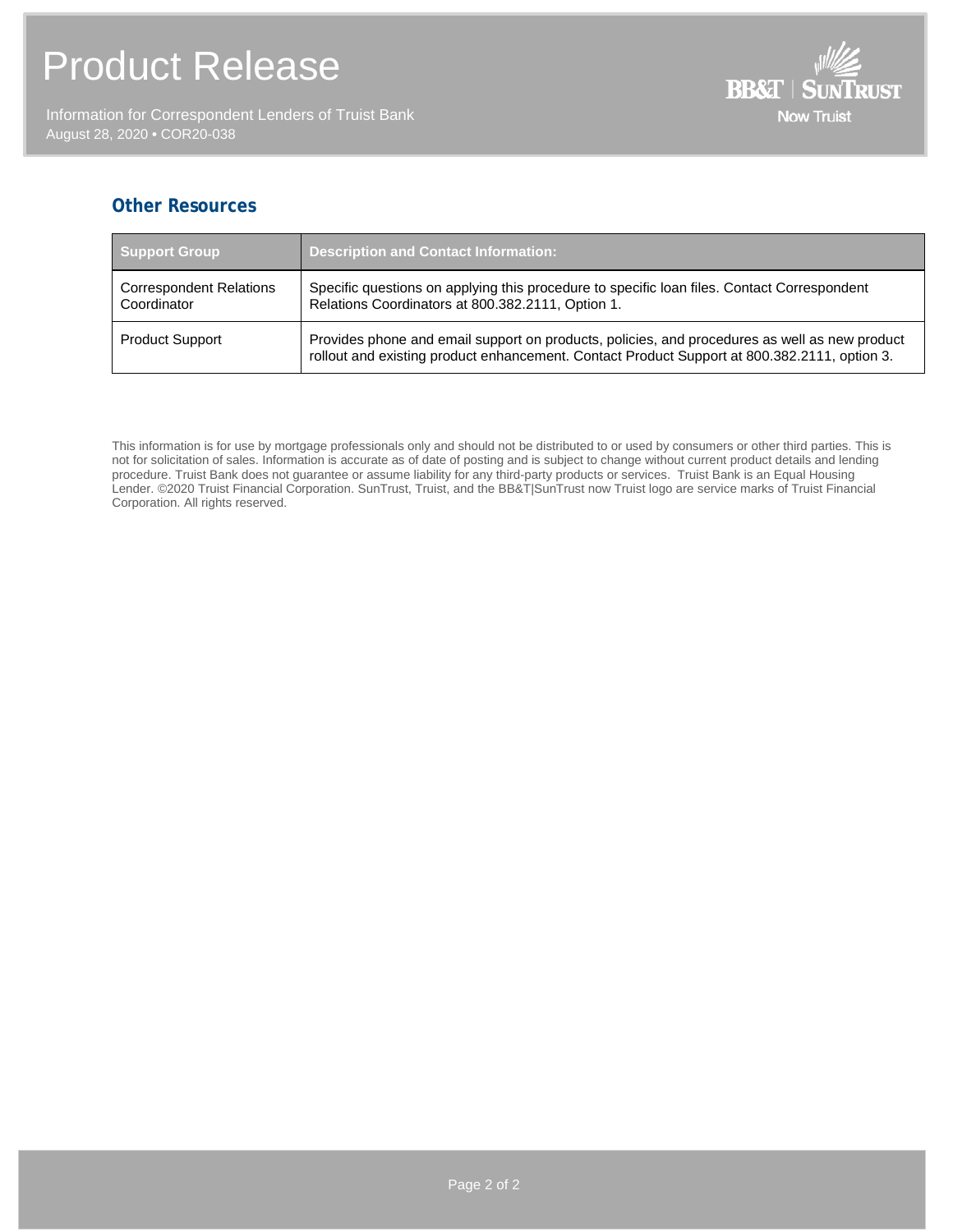## Other Resources

| Support Group | Description and Contact Information: |
|---|---|
| Correspondent Relations Coordinator | Specific questions on applying this procedure to specific loan files. Contact Correspondent Relations Coordinators at 800.382.2111, Option 1. |
| Product Support | Provides phone and email support on products, policies, and procedures as well as new product rollout and existing product enhancement. Contact Product Support at 800.382.2111, option 3. |

This information is for use by mortgage professionals only and should not be distributed to or used by consumers or other third parties. This is not for solicitation of sales. Information is accurate as of date of posting and is subject to change without current product details and lending procedure. Truist Bank does not guarantee or assume liability for any third-party products or services. Truist Bank is an Equal Housing Lender. ©2020 Truist Financial Corporation. SunTrust, Truist, and the BB&T|SunTrust now Truist logo are service marks of Truist Financial Corporation. All rights reserved.